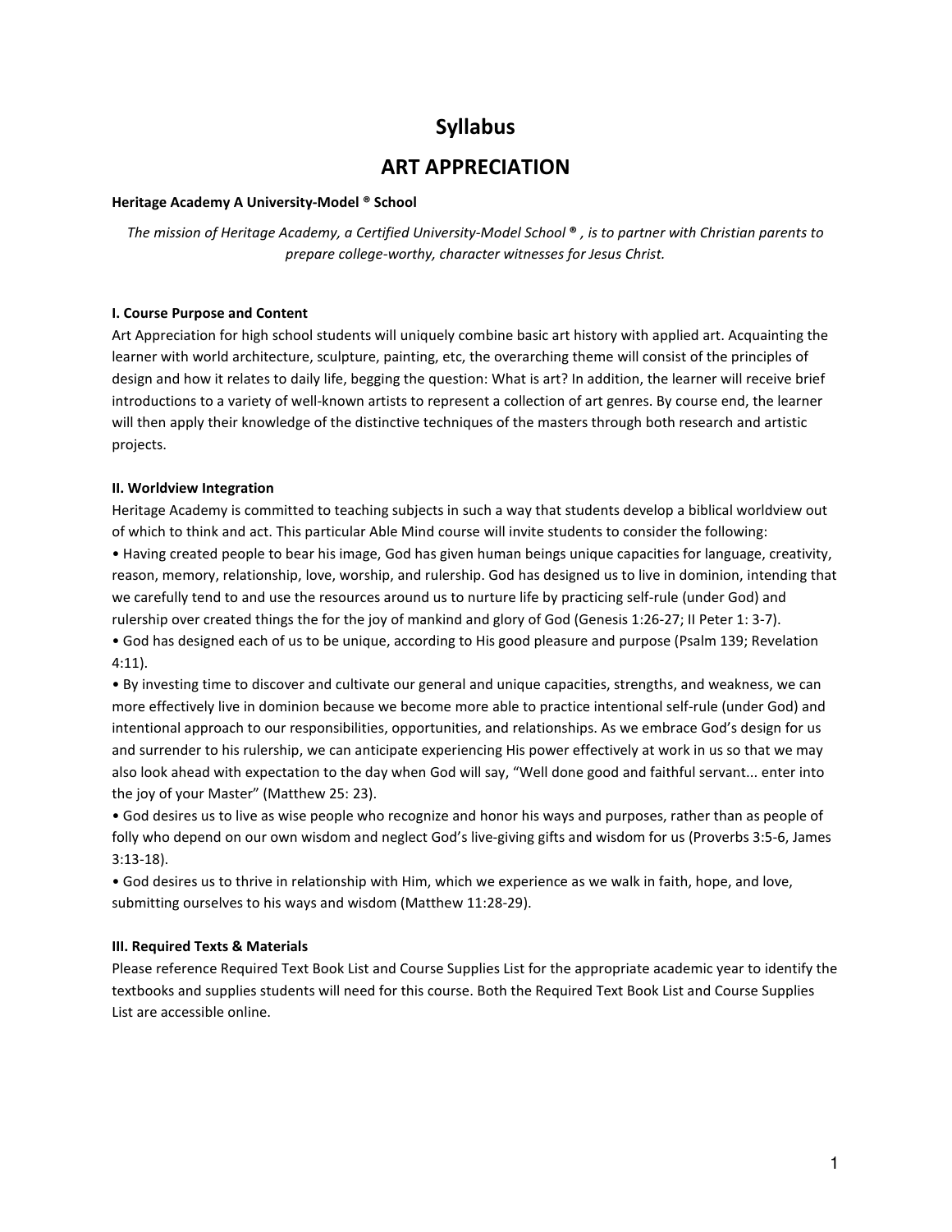# Syllabus

# ART APPRECIATION

**Heritage Academy A University-Model ® School**

*The mission of Heritage Academy, a Certified University-Model School ® , is to partner with Christian parents to prepare college-worthy, character witnesses for Jesus Christ.*

### I. Course Purpose and Content

Art Appreciation for high school students will uniquely combine basic art history with applied art. Acquainting the learner with world architecture, sculpture, painting, etc, the overarching theme will consist of the principles of design and how it relates to daily life, begging the question: What is art? In addition, the learner will receive brief introductions to a variety of well-known artists to represent a collection of art genres. By course end, the learner will then apply their knowledge of the distinctive techniques of the masters through both research and artistic projects.

### II. Worldview Integration

Heritage Academy is committed to teaching subjects in such a way that students develop a biblical worldview out of which to think and act. This particular Able Mind course will invite students to consider the following:

- Having created people to bear his image, God has given human beings unique capacities for language, creativity, reason, memory, relationship, love, worship, and rulership. God has designed us to live in dominion, intending that we carefully tend to and use the resources around us to nurture life by practicing self-rule (under God) and rulership over created things the for the joy of mankind and glory of God (Genesis 1:26-27; II Peter 1: 3-7).
- God has designed each of us to be unique, according to His good pleasure and purpose (Psalm 139; Revelation 4:11).
- By investing time to discover and cultivate our general and unique capacities, strengths, and weakness, we can more effectively live in dominion because we become more able to practice intentional self-rule (under God) and intentional approach to our responsibilities, opportunities, and relationships. As we embrace God's design for us and surrender to his rulership, we can anticipate experiencing His power effectively at work in us so that we may also look ahead with expectation to the day when God will say, "Well done good and faithful servant... enter into the joy of your Master" (Matthew 25: 23).
- God desires us to live as wise people who recognize and honor his ways and purposes, rather than as people of folly who depend on our own wisdom and neglect God's live-giving gifts and wisdom for us (Proverbs 3:5-6, James 3:13-18).
- God desires us to thrive in relationship with Him, which we experience as we walk in faith, hope, and love, submitting ourselves to his ways and wisdom (Matthew 11:28-29).

### III. Required Texts & Materials

Please reference Required Text Book List and Course Supplies List for the appropriate academic year to identify the textbooks and supplies students will need for this course. Both the Required Text Book List and Course Supplies List are accessible online.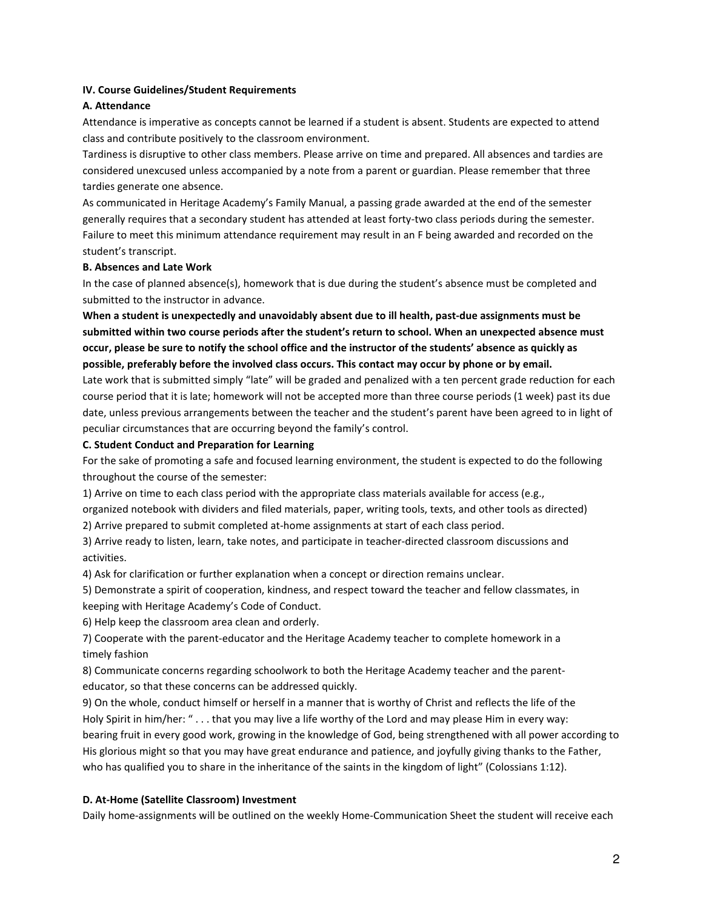**IV. Course Guidelines/Student Requirements**

**A. Attendance**

Attendance is imperative as concepts cannot be learned if a student is absent. Students are expected to attend class and contribute positively to the classroom environment.

Tardiness is disruptive to other class members. Please arrive on time and prepared. All absences and tardies are considered unexcused unless accompanied by a note from a parent or guardian. Please remember that three tardies generate one absence.

As communicated in Heritage Academy's Family Manual, a passing grade awarded at the end of the semester generally requires that a secondary student has attended at least forty-two class periods during the semester. Failure to meet this minimum attendance requirement may result in an F being awarded and recorded on the student's transcript.

**B. Absences and Late Work**

In the case of planned absence(s), homework that is due during the student's absence must be completed and submitted to the instructor in advance.

**When a student is unexpectedly and unavoidably absent due to ill health, past-due assignments must be submitted within two course periods after the student's return to school. When an unexpected absence must occur, please be sure to notify the school office and the instructor of the students' absence as quickly as possible, preferably before the involved class occurs. This contact may occur by phone or by email.**

Late work that is submitted simply "late" will be graded and penalized with a ten percent grade reduction for each course period that it is late; homework will not be accepted more than three course periods (1 week) past its due date, unless previous arrangements between the teacher and the student's parent have been agreed to in light of peculiar circumstances that are occurring beyond the family's control.

**C. Student Conduct and Preparation for Learning**

For the sake of promoting a safe and focused learning environment, the student is expected to do the following throughout the course of the semester:

1) Arrive on time to each class period with the appropriate class materials available for access (e.g., organized notebook with dividers and filed materials, paper, writing tools, texts, and other tools as directed)
2) Arrive prepared to submit completed at-home assignments at start of each class period.
3) Arrive ready to listen, learn, take notes, and participate in teacher-directed classroom discussions and activities.
4) Ask for clarification or further explanation when a concept or direction remains unclear.
5) Demonstrate a spirit of cooperation, kindness, and respect toward the teacher and fellow classmates, in keeping with Heritage Academy's Code of Conduct.
6) Help keep the classroom area clean and orderly.
7) Cooperate with the parent-educator and the Heritage Academy teacher to complete homework in a timely fashion
8) Communicate concerns regarding schoolwork to both the Heritage Academy teacher and the parent-educator, so that these concerns can be addressed quickly.
9) On the whole, conduct himself or herself in a manner that is worthy of Christ and reflects the life of the Holy Spirit in him/her: " . . . that you may live a life worthy of the Lord and may please Him in every way: bearing fruit in every good work, growing in the knowledge of God, being strengthened with all power according to His glorious might so that you may have great endurance and patience, and joyfully giving thanks to the Father, who has qualified you to share in the inheritance of the saints in the kingdom of light" (Colossians 1:12).

**D. At-Home (Satellite Classroom) Investment**

Daily home-assignments will be outlined on the weekly Home-Communication Sheet the student will receive each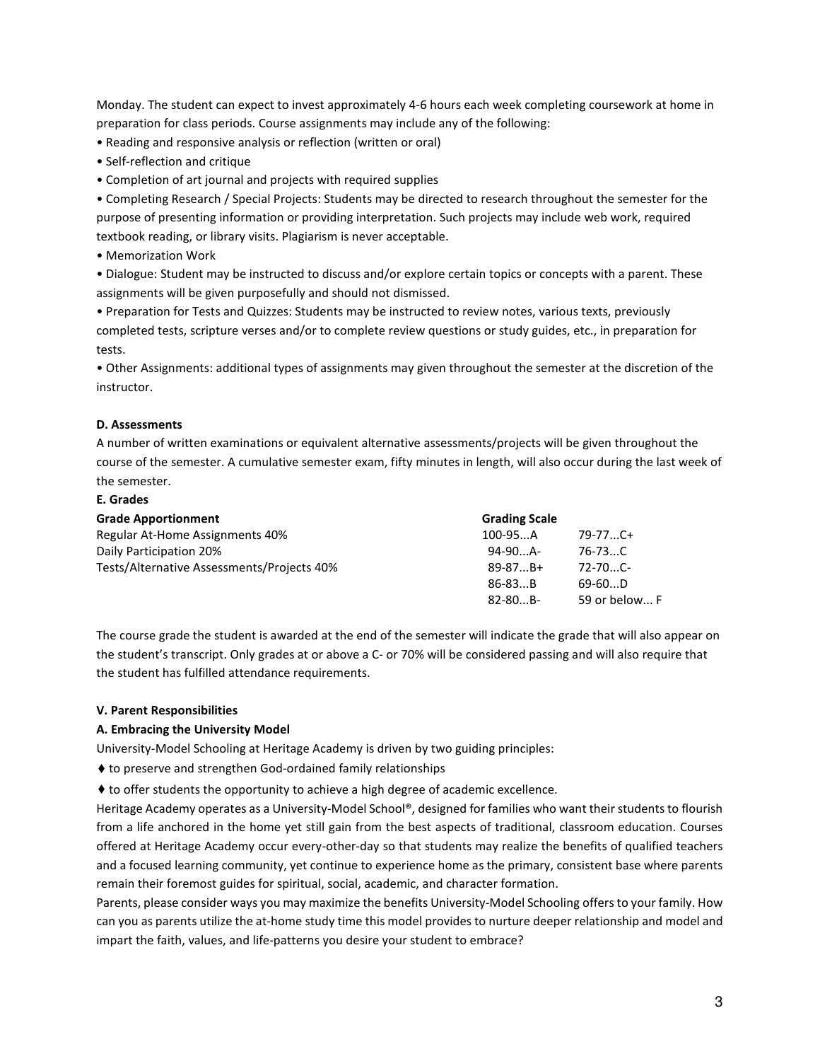Monday. The student can expect to invest approximately 4-6 hours each week completing coursework at home in preparation for class periods. Course assignments may include any of the following:

- Reading and responsive analysis or reflection (written or oral)
- Self-reflection and critique
- Completion of art journal and projects with required supplies
- Completing Research / Special Projects: Students may be directed to research throughout the semester for the purpose of presenting information or providing interpretation. Such projects may include web work, required textbook reading, or library visits. Plagiarism is never acceptable.
- Memorization Work
- Dialogue: Student may be instructed to discuss and/or explore certain topics or concepts with a parent. These assignments will be given purposefully and should not dismissed.
- Preparation for Tests and Quizzes: Students may be instructed to review notes, various texts, previously completed tests, scripture verses and/or to complete review questions or study guides, etc., in preparation for tests.
- Other Assignments: additional types of assignments may given throughout the semester at the discretion of the instructor.

**D. Assessments**

A number of written examinations or equivalent alternative assessments/projects will be given throughout the course of the semester. A cumulative semester exam, fifty minutes in length, will also occur during the last week of the semester.

**E. Grades**

**Grade Apportionment**

Regular At-Home Assignments 40%
Daily Participation 20%
Tests/Alternative Assessments/Projects 40%

**Grading Scale**

| | |
|---|---|
| 100-95...A | 79-77...C+ |
| 94-90...A- | 76-73...C |
| 89-87...B+ | 72-70...C- |
| 86-83...B | 69-60...D |
| 82-80...B- | 59 or below... F |

The course grade the student is awarded at the end of the semester will indicate the grade that will also appear on the student's transcript. Only grades at or above a C- or 70% will be considered passing and will also require that the student has fulfilled attendance requirements.

**V. Parent Responsibilities**

**A. Embracing the University Model**

University-Model Schooling at Heritage Academy is driven by two guiding principles:

- ♦ to preserve and strengthen God-ordained family relationships
- ♦ to offer students the opportunity to achieve a high degree of academic excellence.

Heritage Academy operates as a University-Model School®, designed for families who want their students to flourish from a life anchored in the home yet still gain from the best aspects of traditional, classroom education. Courses offered at Heritage Academy occur every-other-day so that students may realize the benefits of qualified teachers and a focused learning community, yet continue to experience home as the primary, consistent base where parents remain their foremost guides for spiritual, social, academic, and character formation.

Parents, please consider ways you may maximize the benefits University-Model Schooling offers to your family. How can you as parents utilize the at-home study time this model provides to nurture deeper relationship and model and impart the faith, values, and life-patterns you desire your student to embrace?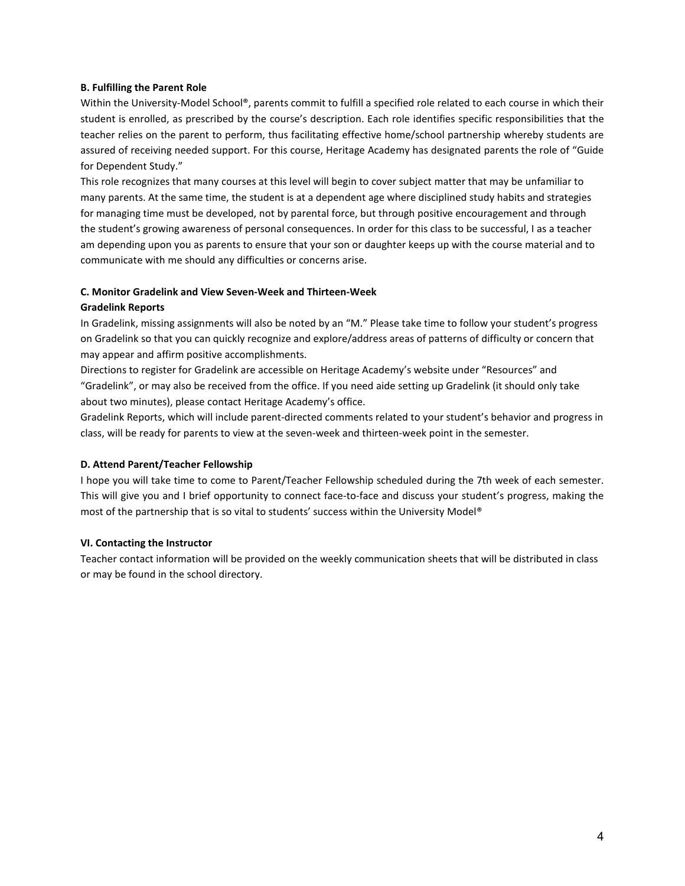**B. Fulfilling the Parent Role**

Within the University-Model School®, parents commit to fulfill a specified role related to each course in which their student is enrolled, as prescribed by the course's description. Each role identifies specific responsibilities that the teacher relies on the parent to perform, thus facilitating effective home/school partnership whereby students are assured of receiving needed support. For this course, Heritage Academy has designated parents the role of "Guide for Dependent Study."

This role recognizes that many courses at this level will begin to cover subject matter that may be unfamiliar to many parents. At the same time, the student is at a dependent age where disciplined study habits and strategies for managing time must be developed, not by parental force, but through positive encouragement and through the student's growing awareness of personal consequences. In order for this class to be successful, I as a teacher am depending upon you as parents to ensure that your son or daughter keeps up with the course material and to communicate with me should any difficulties or concerns arise.

**C. Monitor Gradelink and View Seven-Week and Thirteen-Week Gradelink Reports**

In Gradelink, missing assignments will also be noted by an "M." Please take time to follow your student's progress on Gradelink so that you can quickly recognize and explore/address areas of patterns of difficulty or concern that may appear and affirm positive accomplishments.

Directions to register for Gradelink are accessible on Heritage Academy's website under "Resources" and "Gradelink", or may also be received from the office. If you need aide setting up Gradelink (it should only take about two minutes), please contact Heritage Academy's office.

Gradelink Reports, which will include parent-directed comments related to your student's behavior and progress in class, will be ready for parents to view at the seven-week and thirteen-week point in the semester.

**D. Attend Parent/Teacher Fellowship**

I hope you will take time to come to Parent/Teacher Fellowship scheduled during the 7th week of each semester. This will give you and I brief opportunity to connect face-to-face and discuss your student's progress, making the most of the partnership that is so vital to students' success within the University Model®

**VI. Contacting the Instructor**

Teacher contact information will be provided on the weekly communication sheets that will be distributed in class or may be found in the school directory.